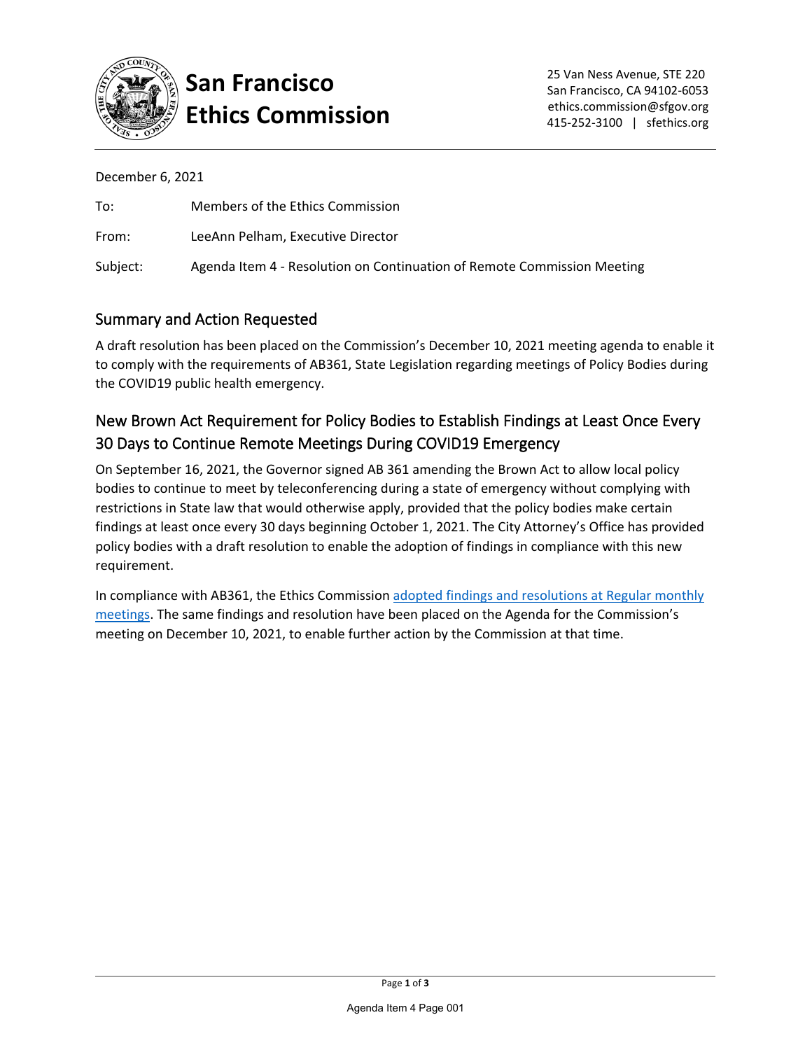# San Francisco Ethics Commission

25 Van Ness Avenue, STE 220
San Francisco, CA 94102-6053
ethics.commission@sfgov.org
415-252-3100 | sfethics.org

December 6, 2021

To: Members of the Ethics Commission

From: LeeAnn Pelham, Executive Director

Subject: Agenda Item 4 - Resolution on Continuation of Remote Commission Meeting

## Summary and Action Requested

A draft resolution has been placed on the Commission's December 10, 2021 meeting agenda to enable it to comply with the requirements of AB361, State Legislation regarding meetings of Policy Bodies during the COVID19 public health emergency.

## New Brown Act Requirement for Policy Bodies to Establish Findings at Least Once Every 30 Days to Continue Remote Meetings During COVID19 Emergency

On September 16, 2021, the Governor signed AB 361 amending the Brown Act to allow local policy bodies to continue to meet by teleconferencing during a state of emergency without complying with restrictions in State law that would otherwise apply, provided that the policy bodies make certain findings at least once every 30 days beginning October 1, 2021. The City Attorney's Office has provided policy bodies with a draft resolution to enable the adoption of findings in compliance with this new requirement.

In compliance with AB361, the Ethics Commission adopted findings and resolutions at Regular monthly meetings. The same findings and resolution have been placed on the Agenda for the Commission's meeting on December 10, 2021, to enable further action by the Commission at that time.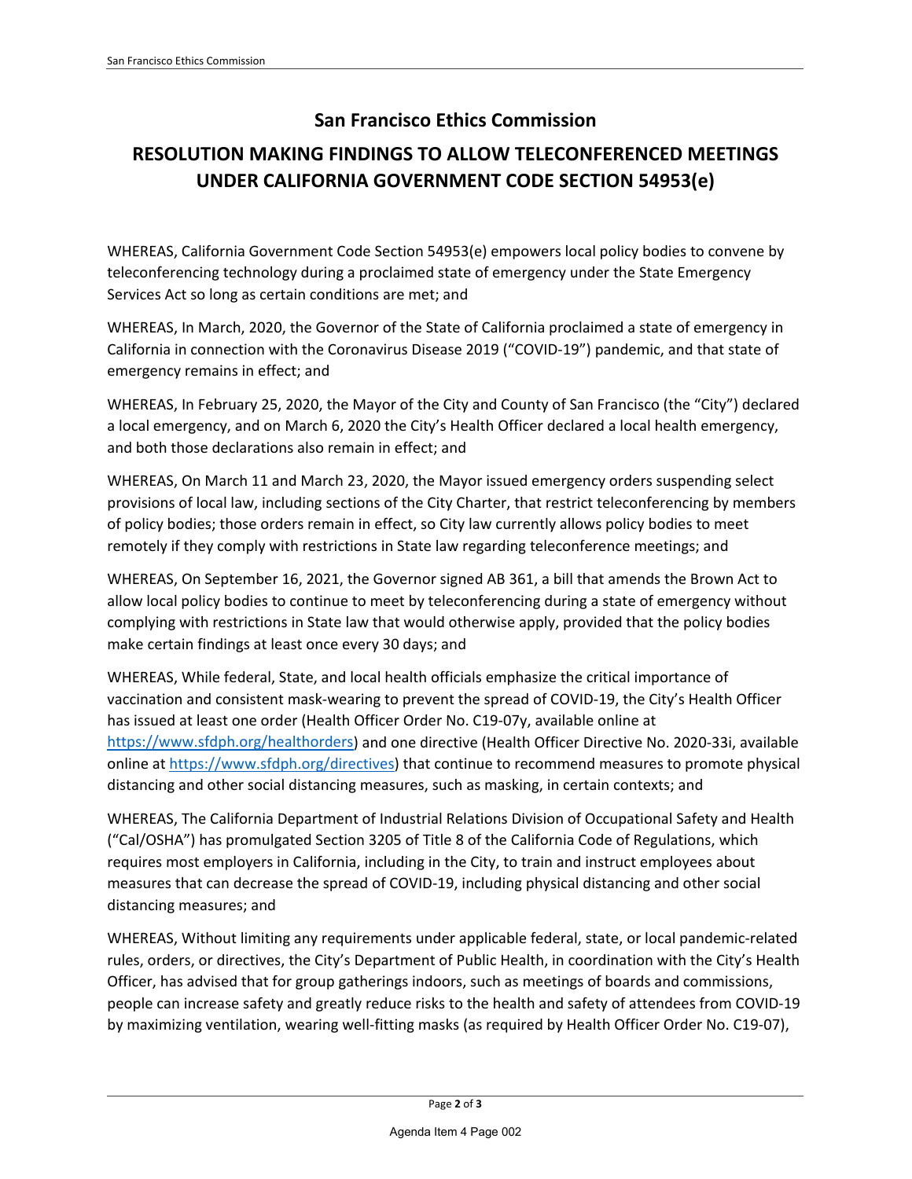## San Francisco Ethics Commission

# RESOLUTION MAKING FINDINGS TO ALLOW TELECONFERENCED MEETINGS UNDER CALIFORNIA GOVERNMENT CODE SECTION 54953(e)

WHEREAS, California Government Code Section 54953(e) empowers local policy bodies to convene by teleconferencing technology during a proclaimed state of emergency under the State Emergency Services Act so long as certain conditions are met; and

WHEREAS, In March, 2020, the Governor of the State of California proclaimed a state of emergency in California in connection with the Coronavirus Disease 2019 ("COVID-19") pandemic, and that state of emergency remains in effect; and

WHEREAS, In February 25, 2020, the Mayor of the City and County of San Francisco (the "City") declared a local emergency, and on March 6, 2020 the City's Health Officer declared a local health emergency, and both those declarations also remain in effect; and

WHEREAS, On March 11 and March 23, 2020, the Mayor issued emergency orders suspending select provisions of local law, including sections of the City Charter, that restrict teleconferencing by members of policy bodies; those orders remain in effect, so City law currently allows policy bodies to meet remotely if they comply with restrictions in State law regarding teleconference meetings; and

WHEREAS, On September 16, 2021, the Governor signed AB 361, a bill that amends the Brown Act to allow local policy bodies to continue to meet by teleconferencing during a state of emergency without complying with restrictions in State law that would otherwise apply, provided that the policy bodies make certain findings at least once every 30 days; and

WHEREAS, While federal, State, and local health officials emphasize the critical importance of vaccination and consistent mask-wearing to prevent the spread of COVID-19, the City's Health Officer has issued at least one order (Health Officer Order No. C19-07y, available online at https://www.sfdph.org/healthorders) and one directive (Health Officer Directive No. 2020-33i, available online at https://www.sfdph.org/directives) that continue to recommend measures to promote physical distancing and other social distancing measures, such as masking, in certain contexts; and

WHEREAS, The California Department of Industrial Relations Division of Occupational Safety and Health ("Cal/OSHA") has promulgated Section 3205 of Title 8 of the California Code of Regulations, which requires most employers in California, including in the City, to train and instruct employees about measures that can decrease the spread of COVID-19, including physical distancing and other social distancing measures; and

WHEREAS, Without limiting any requirements under applicable federal, state, or local pandemic-related rules, orders, or directives, the City's Department of Public Health, in coordination with the City's Health Officer, has advised that for group gatherings indoors, such as meetings of boards and commissions, people can increase safety and greatly reduce risks to the health and safety of attendees from COVID-19 by maximizing ventilation, wearing well-fitting masks (as required by Health Officer Order No. C19-07),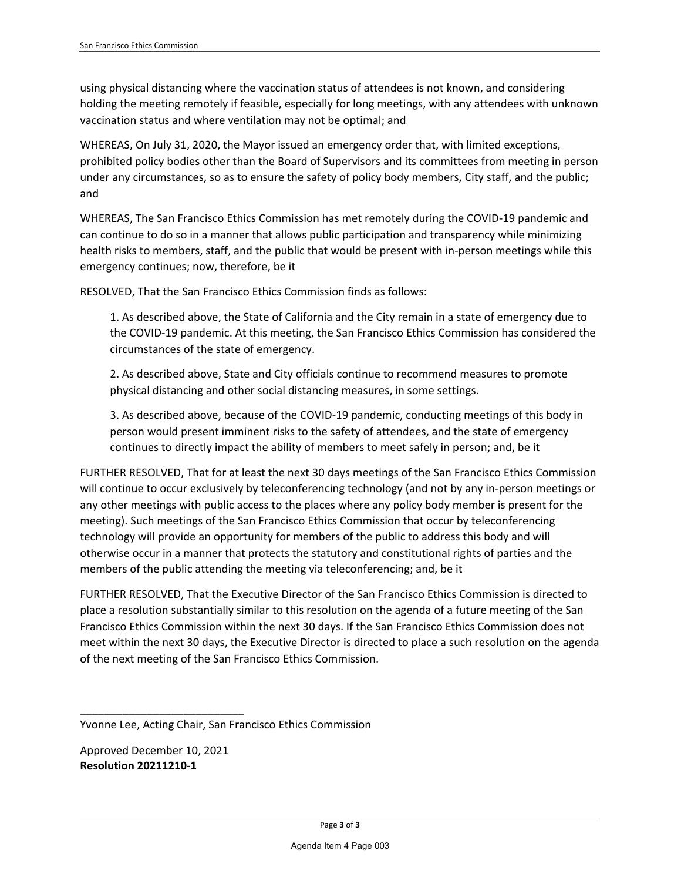using physical distancing where the vaccination status of attendees is not known, and considering holding the meeting remotely if feasible, especially for long meetings, with any attendees with unknown vaccination status and where ventilation may not be optimal; and

WHEREAS, On July 31, 2020, the Mayor issued an emergency order that, with limited exceptions, prohibited policy bodies other than the Board of Supervisors and its committees from meeting in person under any circumstances, so as to ensure the safety of policy body members, City staff, and the public; and

WHEREAS, The San Francisco Ethics Commission has met remotely during the COVID-19 pandemic and can continue to do so in a manner that allows public participation and transparency while minimizing health risks to members, staff, and the public that would be present with in-person meetings while this emergency continues; now, therefore, be it

RESOLVED, That the San Francisco Ethics Commission finds as follows:

> 1. As described above, the State of California and the City remain in a state of emergency due to the COVID-19 pandemic. At this meeting, the San Francisco Ethics Commission has considered the circumstances of the state of emergency.
>
> 2. As described above, State and City officials continue to recommend measures to promote physical distancing and other social distancing measures, in some settings.
>
> 3. As described above, because of the COVID-19 pandemic, conducting meetings of this body in person would present imminent risks to the safety of attendees, and the state of emergency continues to directly impact the ability of members to meet safely in person; and, be it

FURTHER RESOLVED, That for at least the next 30 days meetings of the San Francisco Ethics Commission will continue to occur exclusively by teleconferencing technology (and not by any in-person meetings or any other meetings with public access to the places where any policy body member is present for the meeting). Such meetings of the San Francisco Ethics Commission that occur by teleconferencing technology will provide an opportunity for members of the public to address this body and will otherwise occur in a manner that protects the statutory and constitutional rights of parties and the members of the public attending the meeting via teleconferencing; and, be it

FURTHER RESOLVED, That the Executive Director of the San Francisco Ethics Commission is directed to place a resolution substantially similar to this resolution on the agenda of a future meeting of the San Francisco Ethics Commission within the next 30 days. If the San Francisco Ethics Commission does not meet within the next 30 days, the Executive Director is directed to place a such resolution on the agenda of the next meeting of the San Francisco Ethics Commission.

\_\_\_\_\_\_\_\_\_\_\_\_\_\_\_\_\_\_\_\_\_\_\_\_\_\_\_\_

Yvonne Lee, Acting Chair, San Francisco Ethics Commission

Approved December 10, 2021

**Resolution 20211210-1**